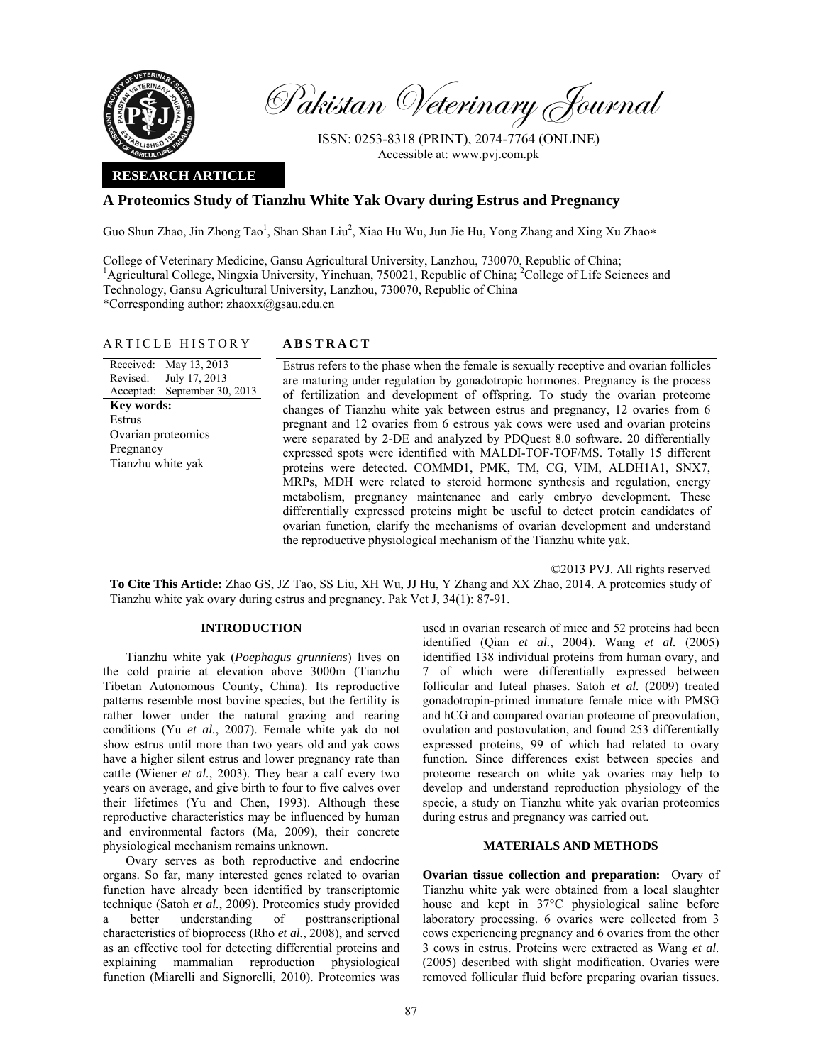# Pakistan Veterinary Journal

ISSN: 0253-8318 (PRINT), 2074-7764 (ONLINE)
Accessible at: www.pvj.com.pk

**RESEARCH ARTICLE**

## A Proteomics Study of Tianzhu White Yak Ovary during Estrus and Pregnancy

Guo Shun Zhao, Jin Zhong Tao[1], Shan Shan Liu[2], Xiao Hu Wu, Jun Jie Hu, Yong Zhang and Xing Xu Zhao*

College of Veterinary Medicine, Gansu Agricultural University, Lanzhou, 730070, Republic of China; [1]Agricultural College, Ningxia University, Yinchuan, 750021, Republic of China; [2]College of Life Sciences and Technology, Gansu Agricultural University, Lanzhou, 730070, Republic of China
*Corresponding author: zhaoxx@gsau.edu.cn

**ARTICLE HISTORY**

Received: May 13, 2013
Revised: July 17, 2013
Accepted: September 30, 2013

**Key words:**
Estrus
Ovarian proteomics
Pregnancy
Tianzhu white yak

**ABSTRACT**

Estrus refers to the phase when the female is sexually receptive and ovarian follicles are maturing under regulation by gonadotropic hormones. Pregnancy is the process of fertilization and development of offspring. To study the ovarian proteome changes of Tianzhu white yak between estrus and pregnancy, 12 ovaries from 6 pregnant and 12 ovaries from 6 estrous yak cows were used and ovarian proteins were separated by 2-DE and analyzed by PDQuest 8.0 software. 20 differentially expressed spots were identified with MALDI-TOF-TOF/MS. Totally 15 different proteins were detected. COMMD1, PMK, TM, CG, VIM, ALDH1A1, SNX7, MRPs, MDH were related to steroid hormone synthesis and regulation, energy metabolism, pregnancy maintenance and early embryo development. These differentially expressed proteins might be useful to detect protein candidates of ovarian function, clarify the mechanisms of ovarian development and understand the reproductive physiological mechanism of the Tianzhu white yak.

©2013 PVJ. All rights reserved

**To Cite This Article:** Zhao GS, JZ Tao, SS Liu, XH Wu, JJ Hu, Y Zhang and XX Zhao, 2014. A proteomics study of Tianzhu white yak ovary during estrus and pregnancy. Pak Vet J, 34(1): 87-91.

## INTRODUCTION

Tianzhu white yak (*Poephagus grunniens*) lives on the cold prairie at elevation above 3000m (Tianzhu Tibetan Autonomous County, China). Its reproductive patterns resemble most bovine species, but the fertility is rather lower under the natural grazing and rearing conditions (Yu *et al.*, 2007). Female white yak do not show estrus until more than two years old and yak cows have a higher silent estrus and lower pregnancy rate than cattle (Wiener *et al.*, 2003). They bear a calf every two years on average, and give birth to four to five calves over their lifetimes (Yu and Chen, 1993). Although these reproductive characteristics may be influenced by human and environmental factors (Ma, 2009), their concrete physiological mechanism remains unknown.

Ovary serves as both reproductive and endocrine organs. So far, many interested genes related to ovarian function have already been identified by transcriptomic technique (Satoh *et al.*, 2009). Proteomics study provided a better understanding of posttranscriptional characteristics of bioprocess (Rho *et al.*, 2008), and served as an effective tool for detecting differential proteins and explaining mammalian reproduction physiological function (Miarelli and Signorelli, 2010). Proteomics was used in ovarian research of mice and 52 proteins had been identified (Qian *et al.*, 2004). Wang *et al.* (2005) identified 138 individual proteins from human ovary, and 7 of which were differentially expressed between follicular and luteal phases. Satoh *et al.* (2009) treated gonadotropin-primed immature female mice with PMSG and hCG and compared ovarian proteome of preovulation, ovulation and postovulation, and found 253 differentially expressed proteins, 99 of which had related to ovary function. Since differences exist between species and proteome research on white yak ovaries may help to develop and understand reproduction physiology of the specie, a study on Tianzhu white yak ovarian proteomics during estrus and pregnancy was carried out.

## MATERIALS AND METHODS

**Ovarian tissue collection and preparation:** Ovary of Tianzhu white yak were obtained from a local slaughter house and kept in 37°C physiological saline before laboratory processing. 6 ovaries were collected from 3 cows experiencing pregnancy and 6 ovaries from the other 3 cows in estrus. Proteins were extracted as Wang *et al.* (2005) described with slight modification. Ovaries were removed follicular fluid before preparing ovarian tissues.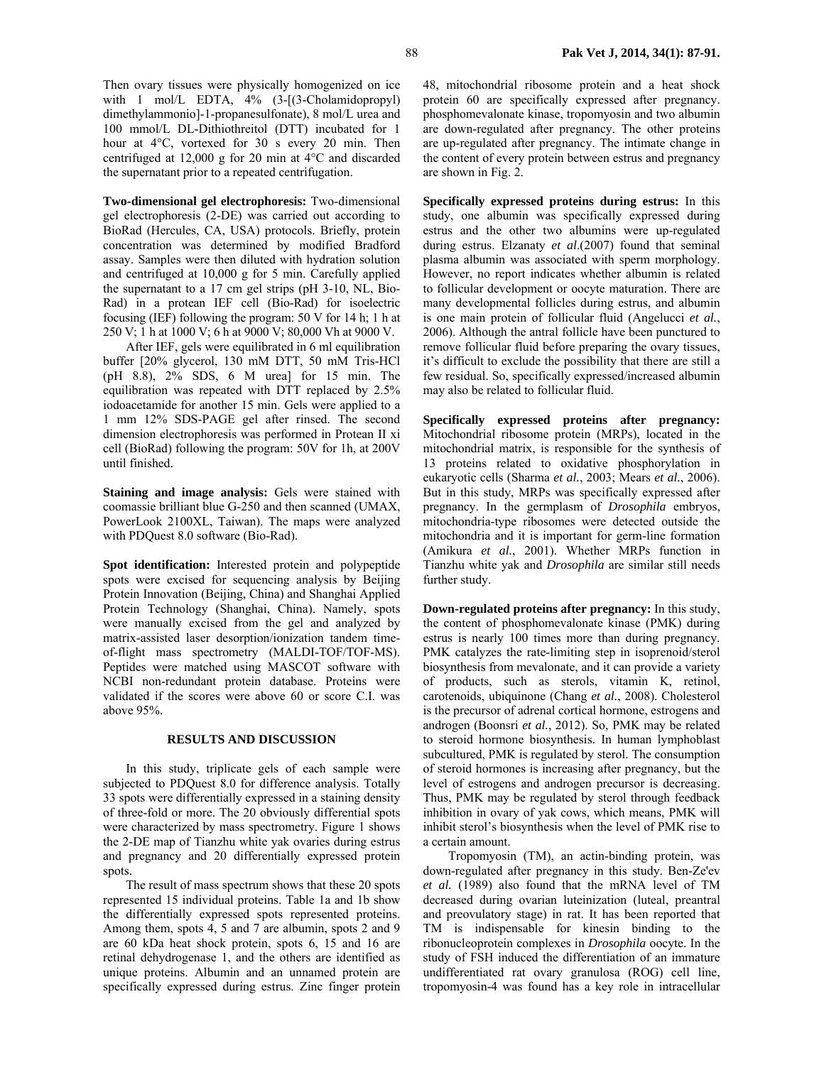Then ovary tissues were physically homogenized on ice with 1 mol/L EDTA, 4% (3-[(3-Cholamidopropyl) dimethylammonio]-1-propanesulfonate), 8 mol/L urea and 100 mmol/L DL-Dithiothreitol (DTT) incubated for 1 hour at 4°C, vortexed for 30 s every 20 min. Then centrifuged at 12,000 g for 20 min at 4°C and discarded the supernatant prior to a repeated centrifugation.

**Two-dimensional gel electrophoresis:** Two-dimensional gel electrophoresis (2-DE) was carried out according to BioRad (Hercules, CA, USA) protocols. Briefly, protein concentration was determined by modified Bradford assay. Samples were then diluted with hydration solution and centrifuged at 10,000 g for 5 min. Carefully applied the supernatant to a 17 cm gel strips (pH 3-10, NL, Bio-Rad) in a protean IEF cell (Bio-Rad) for isoelectric focusing (IEF) following the program: 50 V for 14 h; 1 h at 250 V; 1 h at 1000 V; 6 h at 9000 V; 80,000 Vh at 9000 V.

After IEF, gels were equilibrated in 6 ml equilibration buffer [20% glycerol, 130 mM DTT, 50 mM Tris-HCl (pH 8.8), 2% SDS, 6 M urea] for 15 min. The equilibration was repeated with DTT replaced by 2.5% iodoacetamide for another 15 min. Gels were applied to a 1 mm 12% SDS-PAGE gel after rinsed. The second dimension electrophoresis was performed in Protean II xi cell (BioRad) following the program: 50V for 1h, at 200V until finished.

**Staining and image analysis:** Gels were stained with coomassie brilliant blue G-250 and then scanned (UMAX, PowerLook 2100XL, Taiwan). The maps were analyzed with PDQuest 8.0 software (Bio-Rad).

**Spot identification:** Interested protein and polypeptide spots were excised for sequencing analysis by Beijing Protein Innovation (Beijing, China) and Shanghai Applied Protein Technology (Shanghai, China). Namely, spots were manually excised from the gel and analyzed by matrix-assisted laser desorption/ionization tandem time-of-flight mass spectrometry (MALDI-TOF/TOF-MS). Peptides were matched using MASCOT software with NCBI non-redundant protein database. Proteins were validated if the scores were above 60 or score C.I. was above 95%.

## RESULTS AND DISCUSSION

In this study, triplicate gels of each sample were subjected to PDQuest 8.0 for difference analysis. Totally 33 spots were differentially expressed in a staining density of three-fold or more. The 20 obviously differential spots were characterized by mass spectrometry. Figure 1 shows the 2-DE map of Tianzhu white yak ovaries during estrus and pregnancy and 20 differentially expressed protein spots.

The result of mass spectrum shows that these 20 spots represented 15 individual proteins. Table 1a and 1b show the differentially expressed spots represented proteins. Among them, spots 4, 5 and 7 are albumin, spots 2 and 9 are 60 kDa heat shock protein, spots 6, 15 and 16 are retinal dehydrogenase 1, and the others are identified as unique proteins. Albumin and an unnamed protein are specifically expressed during estrus. Zinc finger protein 48, mitochondrial ribosome protein and a heat shock protein 60 are specifically expressed after pregnancy. phosphomevalonate kinase, tropomyosin and two albumin are down-regulated after pregnancy. The other proteins are up-regulated after pregnancy. The intimate change in the content of every protein between estrus and pregnancy are shown in Fig. 2.

**Specifically expressed proteins during estrus:** In this study, one albumin was specifically expressed during estrus and the other two albumins were up-regulated during estrus. Elzanaty *et al*.(2007) found that seminal plasma albumin was associated with sperm morphology. However, no report indicates whether albumin is related to follicular development or oocyte maturation. There are many developmental follicles during estrus, and albumin is one main protein of follicular fluid (Angelucci *et al.*, 2006). Although the antral follicle have been punctured to remove follicular fluid before preparing the ovary tissues, it's difficult to exclude the possibility that there are still a few residual. So, specifically expressed/increased albumin may also be related to follicular fluid.

**Specifically expressed proteins after pregnancy:** Mitochondrial ribosome protein (MRPs), located in the mitochondrial matrix, is responsible for the synthesis of 13 proteins related to oxidative phosphorylation in eukaryotic cells (Sharma *et al.*, 2003; Mears *et al.*, 2006). But in this study, MRPs was specifically expressed after pregnancy. In the germplasm of *Drosophila* embryos, mitochondria-type ribosomes were detected outside the mitochondria and it is important for germ-line formation (Amikura *et al.*, 2001). Whether MRPs function in Tianzhu white yak and *Drosophila* are similar still needs further study.

**Down-regulated proteins after pregnancy:** In this study, the content of phosphomevalonate kinase (PMK) during estrus is nearly 100 times more than during pregnancy. PMK catalyzes the rate-limiting step in isoprenoid/sterol biosynthesis from mevalonate, and it can provide a variety of products, such as sterols, vitamin K, retinol, carotenoids, ubiquinone (Chang *et al.*, 2008). Cholesterol is the precursor of adrenal cortical hormone, estrogens and androgen (Boonsri *et al.*, 2012). So, PMK may be related to steroid hormone biosynthesis. In human lymphoblast subcultured, PMK is regulated by sterol. The consumption of steroid hormones is increasing after pregnancy, but the level of estrogens and androgen precursor is decreasing. Thus, PMK may be regulated by sterol through feedback inhibition in ovary of yak cows, which means, PMK will inhibit sterol's biosynthesis when the level of PMK rise to a certain amount.

Tropomyosin (TM), an actin-binding protein, was down-regulated after pregnancy in this study. Ben-Ze'ev *et al.* (1989) also found that the mRNA level of TM decreased during ovarian luteinization (luteal, preantral and preovulatory stage) in rat. It has been reported that TM is indispensable for kinesin binding to the ribonucleoprotein complexes in *Drosophila* oocyte. In the study of FSH induced the differentiation of an immature undifferentiated rat ovary granulosa (ROG) cell line, tropomyosin-4 was found has a key role in intracellular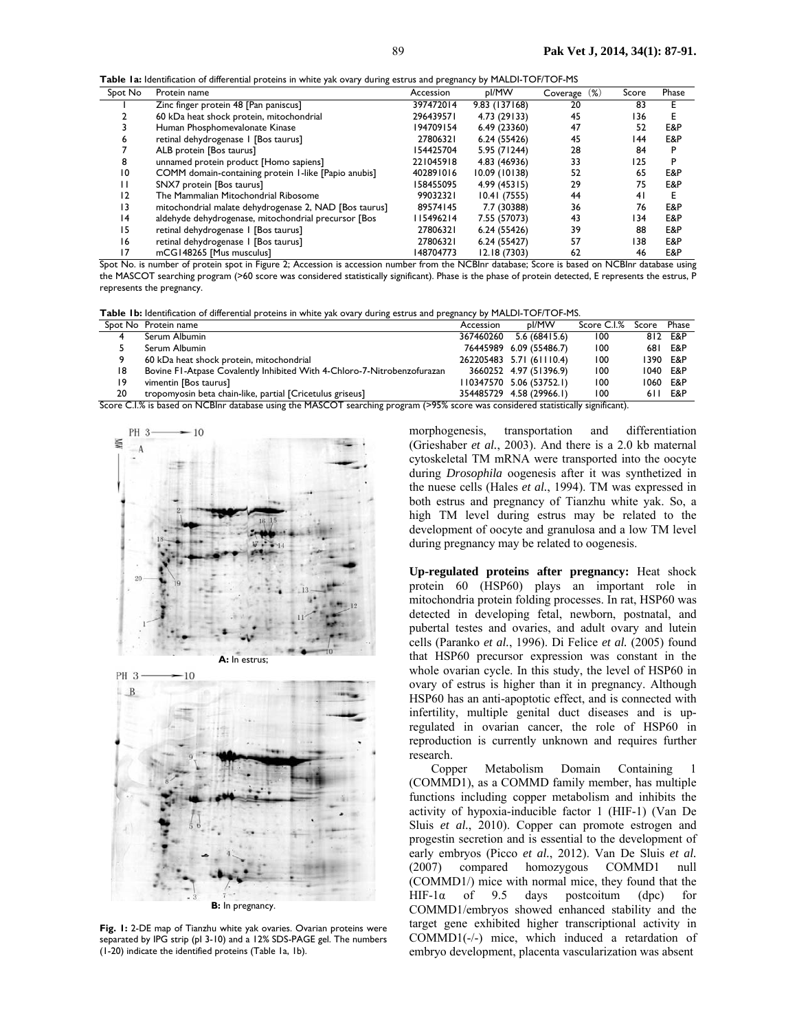**Table 1a:** Identification of differential proteins in white yak ovary during estrus and pregnancy by MALDI-TOF/TOF-MS

| Spot No | Protein name | Accession | pI/MW | Coverage (%) | Score | Phase |
|---|---|---|---|---|---|---|
| 1 | Zinc finger protein 48 [Pan paniscus] | 397472014 | 9.83 (137168) | 20 | 83 | E |
| 2 | 60 kDa heat shock protein, mitochondrial | 296439571 | 4.73 (29133) | 45 | 136 | E |
| 3 | Human Phosphomevalonate Kinase | 194709154 | 6.49 (23360) | 47 | 52 | E&P |
| 6 | retinal dehydrogenase 1 [Bos taurus] | 27806321 | 6.24 (55426) | 45 | 144 | E&P |
| 7 | ALB protein [Bos taurus] | 154425704 | 5.95 (71244) | 28 | 84 | P |
| 8 | unnamed protein product [Homo sapiens] | 221045918 | 4.83 (46936) | 33 | 125 | P |
| 10 | COMM domain-containing protein 1-like [Papio anubis] | 402891016 | 10.09 (10138) | 52 | 65 | E&P |
| 11 | SNX7 protein [Bos taurus] | 158455095 | 4.99 (45315) | 29 | 75 | E&P |
| 12 | The Mammalian Mitochondrial Ribosome | 99032321 | 10.41 (7555) | 44 | 41 | E |
| 13 | mitochondrial malate dehydrogenase 2, NAD [Bos taurus] | 89574145 | 7.7 (30388) | 36 | 76 | E&P |
| 14 | aldehyde dehydrogenase, mitochondrial precursor [Bos | 115496214 | 7.55 (57073) | 43 | 134 | E&P |
| 15 | retinal dehydrogenase 1 [Bos taurus] | 27806321 | 6.24 (55426) | 39 | 88 | E&P |
| 16 | retinal dehydrogenase 1 [Bos taurus] | 27806321 | 6.24 (55427) | 57 | 138 | E&P |
| 17 | mCG148265 [Mus musculus] | 148704773 | 12.18 (7303) | 62 | 46 | E&P |

Spot No. is number of protein spot in Figure 2; Accession is accession number from the NCBInr database; Score is based on NCBInr database using the MASCOT searching program (>60 score was considered statistically significant). Phase is the phase of protein detected, E represents the estrus, P represents the pregnancy.

**Table 1b:** Identification of differential proteins in white yak ovary during estrus and pregnancy by MALDI-TOF/TOF-MS.

| Spot No | Protein name | Accession | pI/MW | Score C.I.% | Score | Phase |
|---|---|---|---|---|---|---|
| 4 | Serum Albumin | 367460260 | 5.6 (68415.6) | 100 | 812 | E&P |
| 5 | Serum Albumin | 76445989 | 6.09 (55486.7) | 100 | 681 | E&P |
| 9 | 60 kDa heat shock protein, mitochondrial | 262205483 | 5.71 (61110.4) | 100 | 1390 | E&P |
| 18 | Bovine F1-Atpase Covalently Inhibited With 4-Chloro-7-Nitrobenzofurazan | 3660252 | 4.97 (51396.9) | 100 | 1040 | E&P |
| 19 | vimentin [Bos taurus] | 110347570 | 5.06 (53752.1) | 100 | 1060 | E&P |
| 20 | tropomyosin beta chain-like, partial [Cricetulus griseus] | 354485729 | 4.58 (29966.1) | 100 | 611 | E&P |

Score C.I.% is based on NCBInr database using the MASCOT searching program (>95% score was considered statistically significant).

**A:** In estrus;

**B:** In pregnancy.

**Fig. 1:** 2-DE map of Tianzhu white yak ovaries. Ovarian proteins were separated by IPG strip (pI 3-10) and a 12% SDS-PAGE gel. The numbers (1-20) indicate the identified proteins (Table 1a, 1b).

morphogenesis, transportation and differentiation (Grieshaber *et al.*, 2003). And there is a 2.0 kb maternal cytoskeletal TM mRNA were transported into the oocyte during *Drosophila* oogenesis after it was synthetized in the nuese cells (Hales *et al.*, 1994). TM was expressed in both estrus and pregnancy of Tianzhu white yak. So, a high TM level during estrus may be related to the development of oocyte and granulosa and a low TM level during pregnancy may be related to oogenesis.

**Up-regulated proteins after pregnancy:** Heat shock protein 60 (HSP60) plays an important role in mitochondria protein folding processes. In rat, HSP60 was detected in developing fetal, newborn, postnatal, and pubertal testes and ovaries, and adult ovary and lutein cells (Paranko *et al.*, 1996). Di Felice *et al.* (2005) found that HSP60 precursor expression was constant in the whole ovarian cycle. In this study, the level of HSP60 in ovary of estrus is higher than it in pregnancy. Although HSP60 has an anti-apoptotic effect, and is connected with infertility, multiple genital duct diseases and is up-regulated in ovarian cancer, the role of HSP60 in reproduction is currently unknown and requires further research.

Copper Metabolism Domain Containing 1 (COMMD1), as a COMMD family member, has multiple functions including copper metabolism and inhibits the activity of hypoxia-inducible factor 1 (HIF-1) (Van De Sluis *et al.*, 2010). Copper can promote estrogen and progestin secretion and is essential to the development of early embryos (Picco *et al.*, 2012). Van De Sluis *et al.* (2007) compared homozygous COMMD1 null (COMMD1/) mice with normal mice, they found that the HIF-1α of 9.5 days postcoitum (dpc) for COMMD1/embryos showed enhanced stability and the target gene exhibited higher transcriptional activity in COMMD1(-/-) mice, which induced a retardation of embryo development, placenta vascularization was absent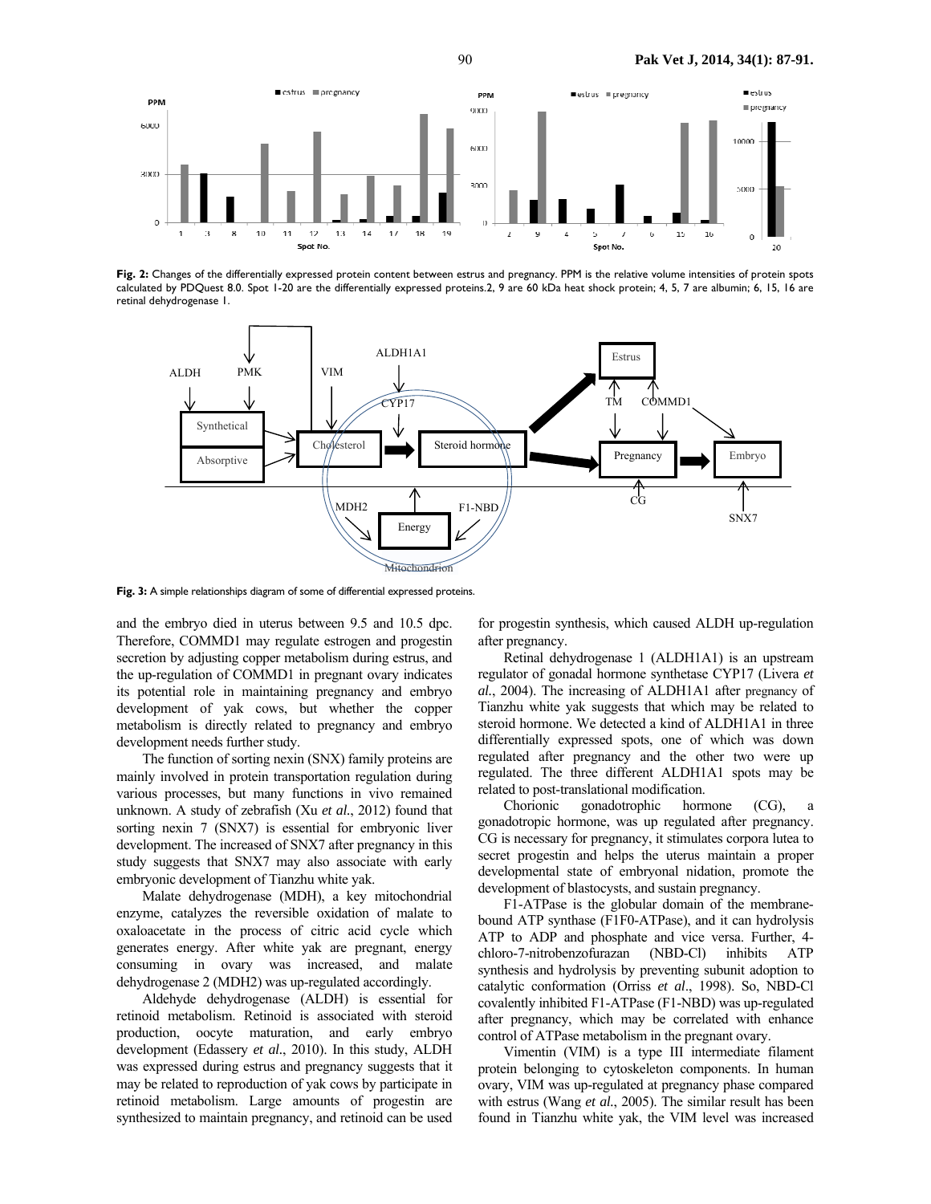Fig. 2: Changes of the differentially expressed protein content between estrus and pregnancy. PPM is the relative volume intensities of protein spots calculated by PDQuest 8.0. Spot 1-20 are the differentially expressed proteins.2, 9 are 60 kDa heat shock protein; 4, 5, 7 are albumin; 6, 15, 16 are retinal dehydrogenase 1.

Fig. 3: A simple relationships diagram of some of differential expressed proteins.

and the embryo died in uterus between 9.5 and 10.5 dpc. Therefore, COMMD1 may regulate estrogen and progestin secretion by adjusting copper metabolism during estrus, and the up-regulation of COMMD1 in pregnant ovary indicates its potential role in maintaining pregnancy and embryo development of yak cows, but whether the copper metabolism is directly related to pregnancy and embryo development needs further study.

The function of sorting nexin (SNX) family proteins are mainly involved in protein transportation regulation during various processes, but many functions in vivo remained unknown. A study of zebrafish (Xu *et al.*, 2012) found that sorting nexin 7 (SNX7) is essential for embryonic liver development. The increased of SNX7 after pregnancy in this study suggests that SNX7 may also associate with early embryonic development of Tianzhu white yak.

Malate dehydrogenase (MDH), a key mitochondrial enzyme, catalyzes the reversible oxidation of malate to oxaloacetate in the process of citric acid cycle which generates energy. After white yak are pregnant, energy consuming in ovary was increased, and malate dehydrogenase 2 (MDH2) was up-regulated accordingly.

Aldehyde dehydrogenase (ALDH) is essential for retinoid metabolism. Retinoid is associated with steroid production, oocyte maturation, and early embryo development (Edassery *et al.*, 2010). In this study, ALDH was expressed during estrus and pregnancy suggests that it may be related to reproduction of yak cows by participate in retinoid metabolism. Large amounts of progestin are synthesized to maintain pregnancy, and retinoid can be used for progestin synthesis, which caused ALDH up-regulation after pregnancy.

Retinal dehydrogenase 1 (ALDH1A1) is an upstream regulator of gonadal hormone synthetase CYP17 (Livera *et al.*, 2004). The increasing of ALDH1A1 after pregnancy of Tianzhu white yak suggests that which may be related to steroid hormone. We detected a kind of ALDH1A1 in three differentially expressed spots, one of which was down regulated after pregnancy and the other two were up regulated. The three different ALDH1A1 spots may be related to post-translational modification.

Chorionic gonadotrophic hormone (CG), a gonadotropic hormone, was up regulated after pregnancy. CG is necessary for pregnancy, it stimulates corpora lutea to secret progestin and helps the uterus maintain a proper developmental state of embryonal nidation, promote the development of blastocysts, and sustain pregnancy.

F1-ATPase is the globular domain of the membrane-bound ATP synthase (F1F0-ATPase), and it can hydrolysis ATP to ADP and phosphate and vice versa. Further, 4-chloro-7-nitrobenzofurazan (NBD-Cl) inhibits ATP synthesis and hydrolysis by preventing subunit adoption to catalytic conformation (Orriss *et al*., 1998). So, NBD-Cl covalently inhibited F1-ATPase (F1-NBD) was up-regulated after pregnancy, which may be correlated with enhance control of ATPase metabolism in the pregnant ovary.

Vimentin (VIM) is a type III intermediate filament protein belonging to cytoskeleton components. In human ovary, VIM was up-regulated at pregnancy phase compared with estrus (Wang *et al.*, 2005). The similar result has been found in Tianzhu white yak, the VIM level was increased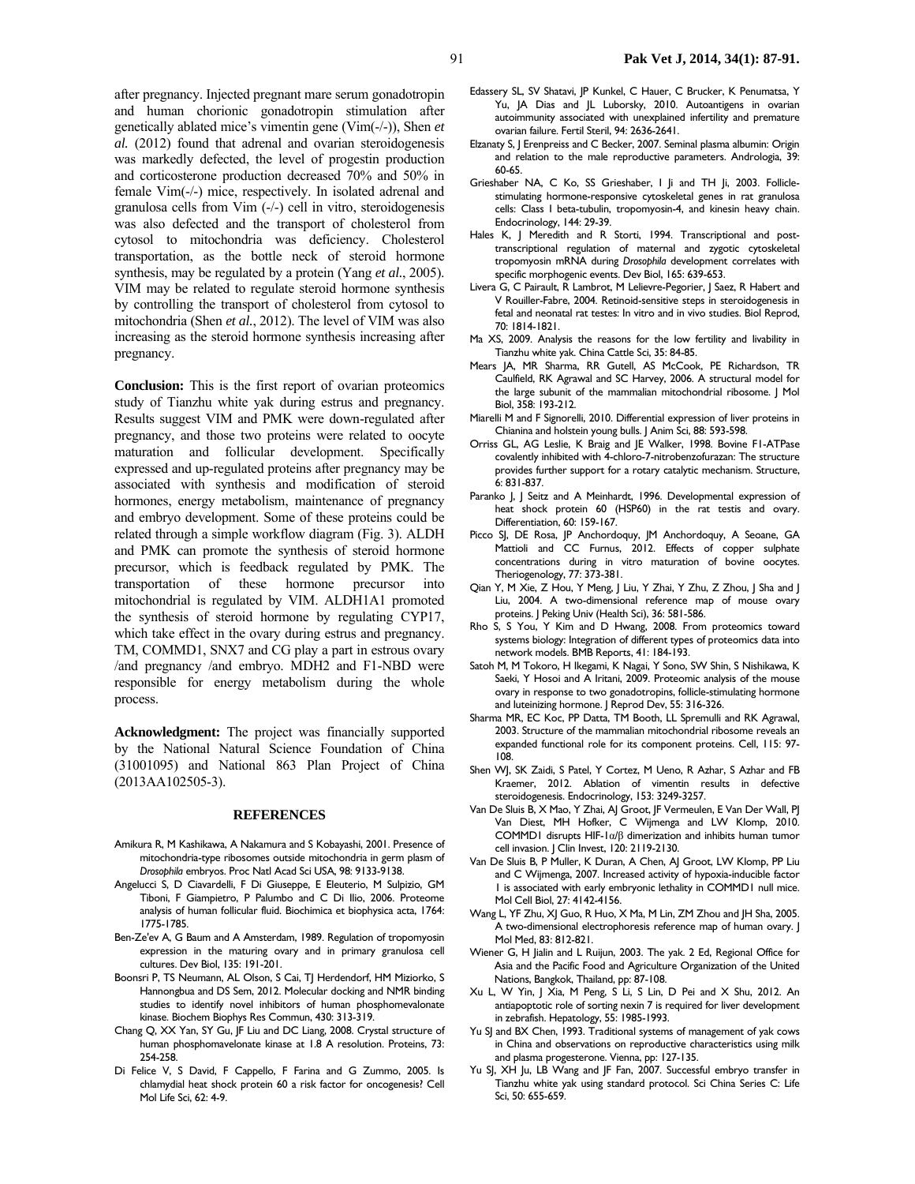after pregnancy. Injected pregnant mare serum gonadotropin and human chorionic gonadotropin stimulation after genetically ablated mice's vimentin gene (Vim(-/-)), Shen *et al.* (2012) found that adrenal and ovarian steroidogenesis was markedly defected, the level of progestin production and corticosterone production decreased 70% and 50% in female Vim(-/-) mice, respectively. In isolated adrenal and granulosa cells from Vim (-/-) cell in vitro, steroidogenesis was also defected and the transport of cholesterol from cytosol to mitochondria was deficiency. Cholesterol transportation, as the bottle neck of steroid hormone synthesis, may be regulated by a protein (Yang *et al.*, 2005). VIM may be related to regulate steroid hormone synthesis by controlling the transport of cholesterol from cytosol to mitochondria (Shen *et al.*, 2012). The level of VIM was also increasing as the steroid hormone synthesis increasing after pregnancy.

**Conclusion:** This is the first report of ovarian proteomics study of Tianzhu white yak during estrus and pregnancy. Results suggest VIM and PMK were down-regulated after pregnancy, and those two proteins were related to oocyte maturation and follicular development. Specifically expressed and up-regulated proteins after pregnancy may be associated with synthesis and modification of steroid hormones, energy metabolism, maintenance of pregnancy and embryo development. Some of these proteins could be related through a simple workflow diagram (Fig. 3). ALDH and PMK can promote the synthesis of steroid hormone precursor, which is feedback regulated by PMK. The transportation of these hormone precursor into mitochondrial is regulated by VIM. ALDH1A1 promoted the synthesis of steroid hormone by regulating CYP17, which take effect in the ovary during estrus and pregnancy. TM, COMMD1, SNX7 and CG play a part in estrous ovary /and pregnancy /and embryo. MDH2 and F1-NBD were responsible for energy metabolism during the whole process.

**Acknowledgment:** The project was financially supported by the National Natural Science Foundation of China (31001095) and National 863 Plan Project of China (2013AA102505-3).

## REFERENCES

Amikura R, M Kashikawa, A Nakamura and S Kobayashi, 2001. Presence of mitochondria-type ribosomes outside mitochondria in germ plasm of *Drosophila* embryos. Proc Natl Acad Sci USA, 98: 9133-9138.

Angelucci S, D Ciavardelli, F Di Giuseppe, E Eleuterio, M Sulpizio, GM Tiboni, F Giampietro, P Palumbo and C Di Ilio, 2006. Proteome analysis of human follicular fluid. Biochimica et biophysica acta, 1764: 1775-1785.

Ben-Ze'ev A, G Baum and A Amsterdam, 1989. Regulation of tropomyosin expression in the maturing ovary and in primary granulosa cell cultures. Dev Biol, 135: 191-201.

Boonsri P, TS Neumann, AL Olson, S Cai, TJ Herdendorf, HM Miziorko, S Hannongbua and DS Sem, 2012. Molecular docking and NMR binding studies to identify novel inhibitors of human phosphomevalonate kinase. Biochem Biophys Res Commun, 430: 313-319.

Chang Q, XX Yan, SY Gu, JF Liu and DC Liang, 2008. Crystal structure of human phosphomavelonate kinase at 1.8 A resolution. Proteins, 73: 254-258.

Di Felice V, S David, F Cappello, F Farina and G Zummo, 2005. Is chlamydial heat shock protein 60 a risk factor for oncogenesis? Cell Mol Life Sci, 62: 4-9.

Edassery SL, SV Shatavi, JP Kunkel, C Hauer, C Brucker, K Penumatsa, Y Yu, JA Dias and JL Luborsky, 2010. Autoantigens in ovarian autoimmunity associated with unexplained infertility and premature ovarian failure. Fertil Steril, 94: 2636-2641.

Elzanaty S, J Erenpreiss and C Becker, 2007. Seminal plasma albumin: Origin and relation to the male reproductive parameters. Andrologia, 39: 60-65.

Grieshaber NA, C Ko, SS Grieshaber, I Ji and TH Ji, 2003. Follicle-stimulating hormone-responsive cytoskeletal genes in rat granulosa cells: Class I beta-tubulin, tropomyosin-4, and kinesin heavy chain. Endocrinology, 144: 29-39.

Hales K, J Meredith and R Storti, 1994. Transcriptional and post-transcriptional regulation of maternal and zygotic cytoskeletal tropomyosin mRNA during *Drosophila* development correlates with specific morphogenic events. Dev Biol, 165: 639-653.

Livera G, C Pairault, R Lambrot, M Lelievre-Pegorier, J Saez, R Habert and V Rouiller-Fabre, 2004. Retinoid-sensitive steps in steroidogenesis in fetal and neonatal rat testes: In vitro and in vivo studies. Biol Reprod, 70: 1814-1821.

Ma XS, 2009. Analysis the reasons for the low fertility and livability in Tianzhu white yak. China Cattle Sci, 35: 84-85.

Mears JA, MR Sharma, RR Gutell, AS McCook, PE Richardson, TR Caulfield, RK Agrawal and SC Harvey, 2006. A structural model for the large subunit of the mammalian mitochondrial ribosome. J Mol Biol, 358: 193-212.

Miarelli M and F Signorelli, 2010. Differential expression of liver proteins in Chianina and holstein young bulls. J Anim Sci, 88: 593-598.

Orriss GL, AG Leslie, K Braig and JE Walker, 1998. Bovine F1-ATPase covalently inhibited with 4-chloro-7-nitrobenzofurazan: The structure provides further support for a rotary catalytic mechanism. Structure, 6: 831-837.

Paranko J, J Seitz and A Meinhardt, 1996. Developmental expression of heat shock protein 60 (HSP60) in the rat testis and ovary. Differentiation, 60: 159-167.

Picco SJ, DE Rosa, JP Anchordoquy, JM Anchordoquy, A Seoane, GA Mattioli and CC Furnus, 2012. Effects of copper sulphate concentrations during in vitro maturation of bovine oocytes. Theriogenology, 77: 373-381.

Qian Y, M Xie, Z Hou, Y Meng, J Liu, Y Zhai, Y Zhu, Z Zhou, J Sha and J Liu, 2004. A two-dimensional reference map of mouse ovary proteins. J Peking Univ (Health Sci), 36: 581-586.

Rho S, S You, Y Kim and D Hwang, 2008. From proteomics toward systems biology: Integration of different types of proteomics data into network models. BMB Reports, 41: 184-193.

Satoh M, M Tokoro, H Ikegami, K Nagai, Y Sono, SW Shin, S Nishikawa, K Saeki, Y Hosoi and A Iritani, 2009. Proteomic analysis of the mouse ovary in response to two gonadotropins, follicle-stimulating hormone and luteinizing hormone. J Reprod Dev, 55: 316-326.

Sharma MR, EC Koc, PP Datta, TM Booth, LL Spremulli and RK Agrawal, 2003. Structure of the mammalian mitochondrial ribosome reveals an expanded functional role for its component proteins. Cell, 115: 97-108.

Shen WJ, SK Zaidi, S Patel, Y Cortez, M Ueno, R Azhar, S Azhar and FB Kraemer, 2012. Ablation of vimentin results in defective steroidogenesis. Endocrinology, 153: 3249-3257.

Van De Sluis B, X Mao, Y Zhai, AJ Groot, JF Vermeulen, E Van Der Wall, PJ Van Diest, MH Hofker, C Wijmenga and LW Klomp, 2010. COMMD1 disrupts HIF-1$\alpha$/$\beta$ dimerization and inhibits human tumor cell invasion. J Clin Invest, 120: 2119-2130.

Van De Sluis B, P Muller, K Duran, A Chen, AJ Groot, LW Klomp, PP Liu and C Wijmenga, 2007. Increased activity of hypoxia-inducible factor 1 is associated with early embryonic lethality in COMMD1 null mice. Mol Cell Biol, 27: 4142-4156.

Wang L, YF Zhu, XJ Guo, R Huo, X Ma, M Lin, ZM Zhou and JH Sha, 2005. A two-dimensional electrophoresis reference map of human ovary. J Mol Med, 83: 812-821.

Wiener G, H Jialin and L Ruijun, 2003. The yak. 2 Ed, Regional Office for Asia and the Pacific Food and Agriculture Organization of the United Nations, Bangkok, Thailand, pp: 87-108.

Xu L, W Yin, J Xia, M Peng, S Li, S Lin, D Pei and X Shu, 2012. An antiapoptotic role of sorting nexin 7 is required for liver development in zebrafish. Hepatology, 55: 1985-1993.

Yu SJ and BX Chen, 1993. Traditional systems of management of yak cows in China and observations on reproductive characteristics using milk and plasma progesterone. Vienna, pp: 127-135.

Yu SJ, XH Ju, LB Wang and JF Fan, 2007. Successful embryo transfer in Tianzhu white yak using standard protocol. Sci China Series C: Life Sci, 50: 655-659.